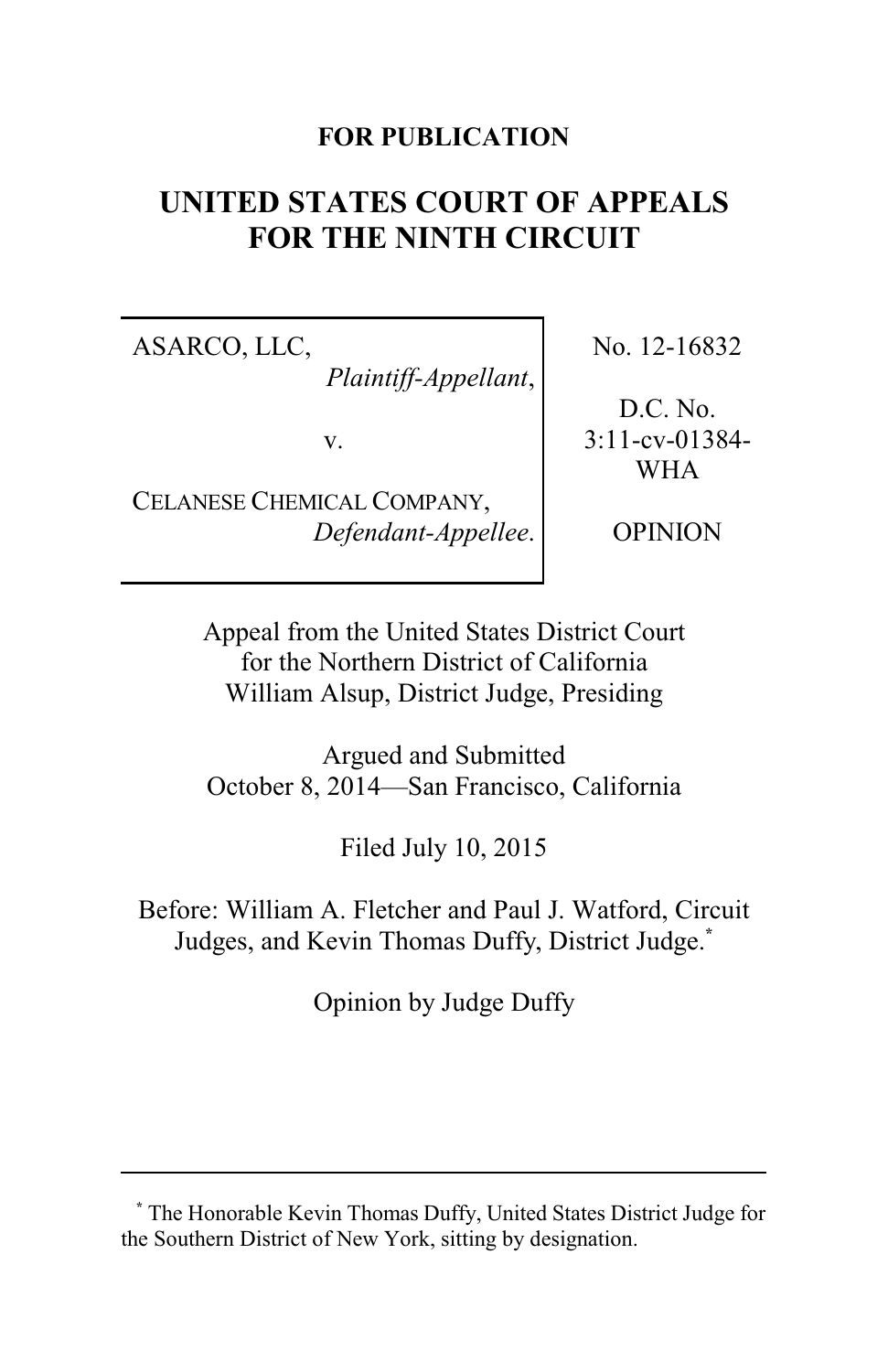**FOR PUBLICATION**

# UNITED STATES COURT OF APPEALS FOR THE NINTH CIRCUIT

| | |
|---|---|
| ASARCO, LLC, *Plaintiff-Appellant*, <br><br> v. <br><br> CELANESE CHEMICAL COMPANY, *Defendant-Appellee*. | No. 12-16832 <br><br> D.C. No. 3:11-cv-01384-WHA <br><br> OPINION |

Appeal from the United States District Court for the Northern District of California
William Alsup, District Judge, Presiding

Argued and Submitted
October 8, 2014—San Francisco, California

Filed July 10, 2015

Before: William A. Fletcher and Paul J. Watford, Circuit Judges, and Kevin Thomas Duffy, District Judge.*

Opinion by Judge Duffy

---

\* The Honorable Kevin Thomas Duffy, United States District Judge for the Southern District of New York, sitting by designation.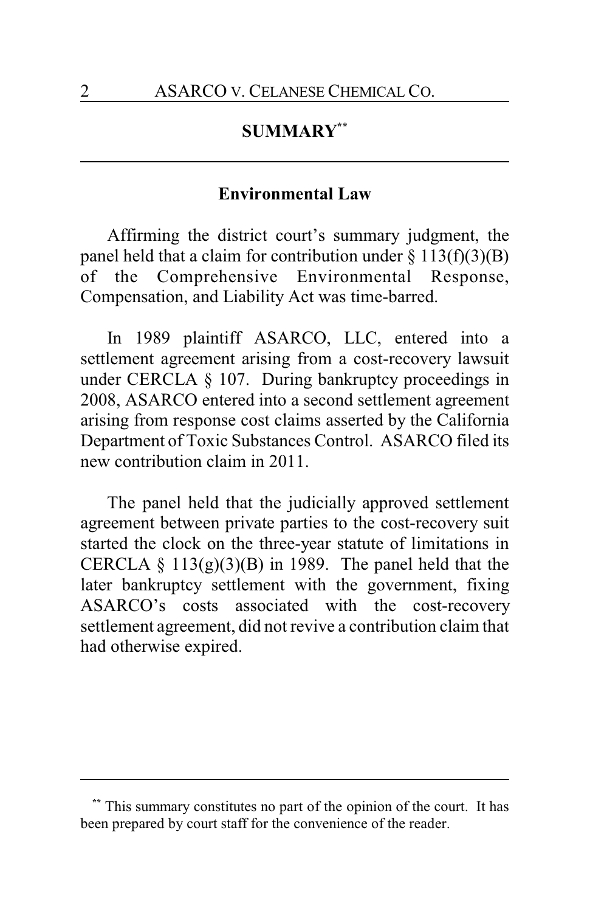## SUMMARY[**]

### Environmental Law

Affirming the district court's summary judgment, the panel held that a claim for contribution under § 113(f)(3)(B) of the Comprehensive Environmental Response, Compensation, and Liability Act was time-barred.

In 1989 plaintiff ASARCO, LLC, entered into a settlement agreement arising from a cost-recovery lawsuit under CERCLA § 107. During bankruptcy proceedings in 2008, ASARCO entered into a second settlement agreement arising from response cost claims asserted by the California Department of Toxic Substances Control. ASARCO filed its new contribution claim in 2011.

The panel held that the judicially approved settlement agreement between private parties to the cost-recovery suit started the clock on the three-year statute of limitations in CERCLA § 113(g)(3)(B) in 1989. The panel held that the later bankruptcy settlement with the government, fixing ASARCO's costs associated with the cost-recovery settlement agreement, did not revive a contribution claim that had otherwise expired.

---

[**] This summary constitutes no part of the opinion of the court. It has been prepared by court staff for the convenience of the reader.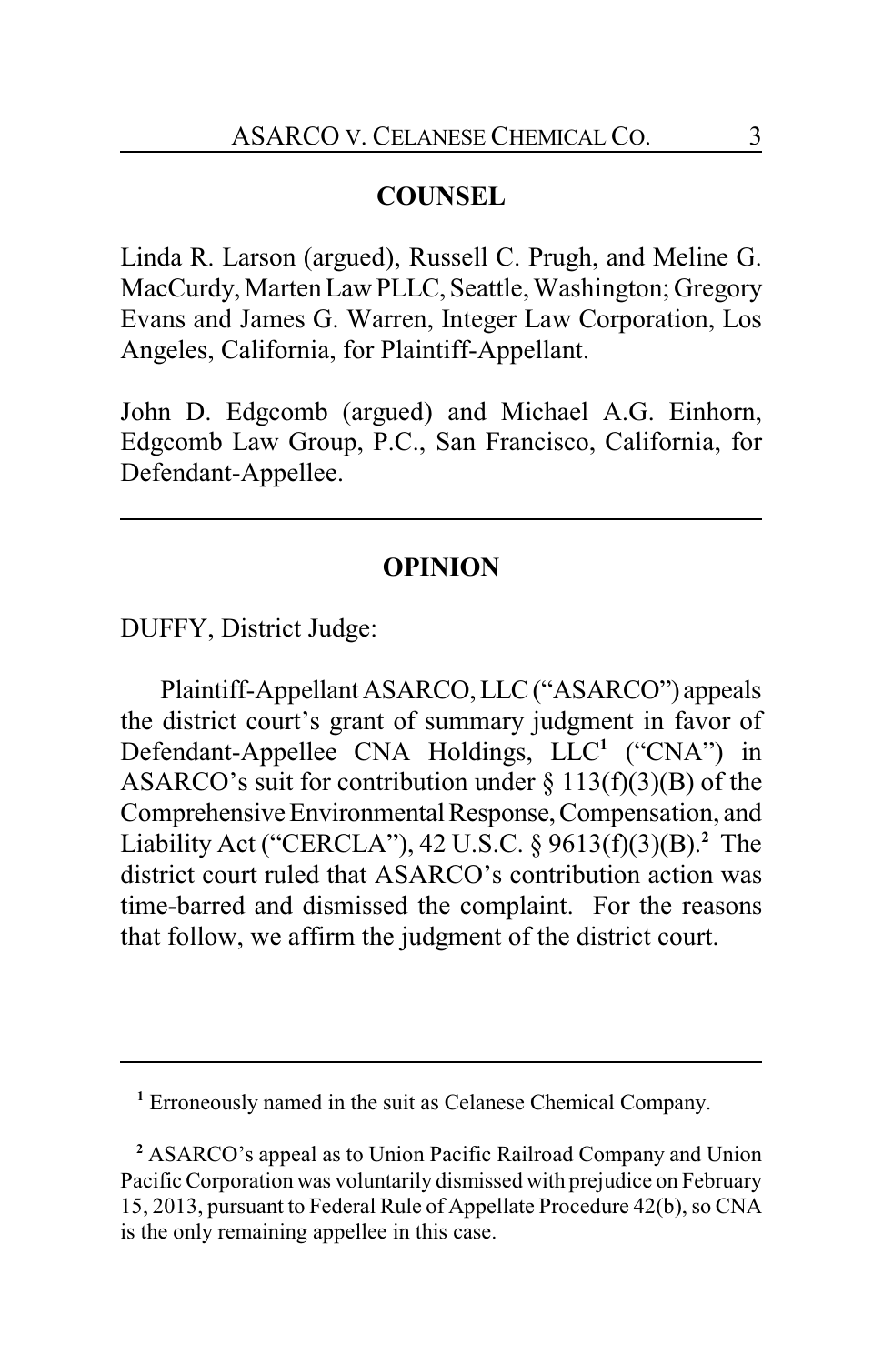## COUNSEL

Linda R. Larson (argued), Russell C. Prugh, and Meline G. MacCurdy, Marten Law PLLC, Seattle, Washington; Gregory Evans and James G. Warren, Integer Law Corporation, Los Angeles, California, for Plaintiff-Appellant.

John D. Edgcomb (argued) and Michael A.G. Einhorn, Edgcomb Law Group, P.C., San Francisco, California, for Defendant-Appellee.

---

## OPINION

DUFFY, District Judge:

Plaintiff-Appellant ASARCO, LLC ("ASARCO") appeals the district court's grant of summary judgment in favor of Defendant-Appellee CNA Holdings, LLC[1] ("CNA") in ASARCO's suit for contribution under § 113(f)(3)(B) of the Comprehensive Environmental Response, Compensation, and Liability Act ("CERCLA"), 42 U.S.C. § 9613(f)(3)(B).[2] The district court ruled that ASARCO's contribution action was time-barred and dismissed the complaint. For the reasons that follow, we affirm the judgment of the district court.

---

[1] Erroneously named in the suit as Celanese Chemical Company.

[2] ASARCO's appeal as to Union Pacific Railroad Company and Union Pacific Corporation was voluntarily dismissed with prejudice on February 15, 2013, pursuant to Federal Rule of Appellate Procedure 42(b), so CNA is the only remaining appellee in this case.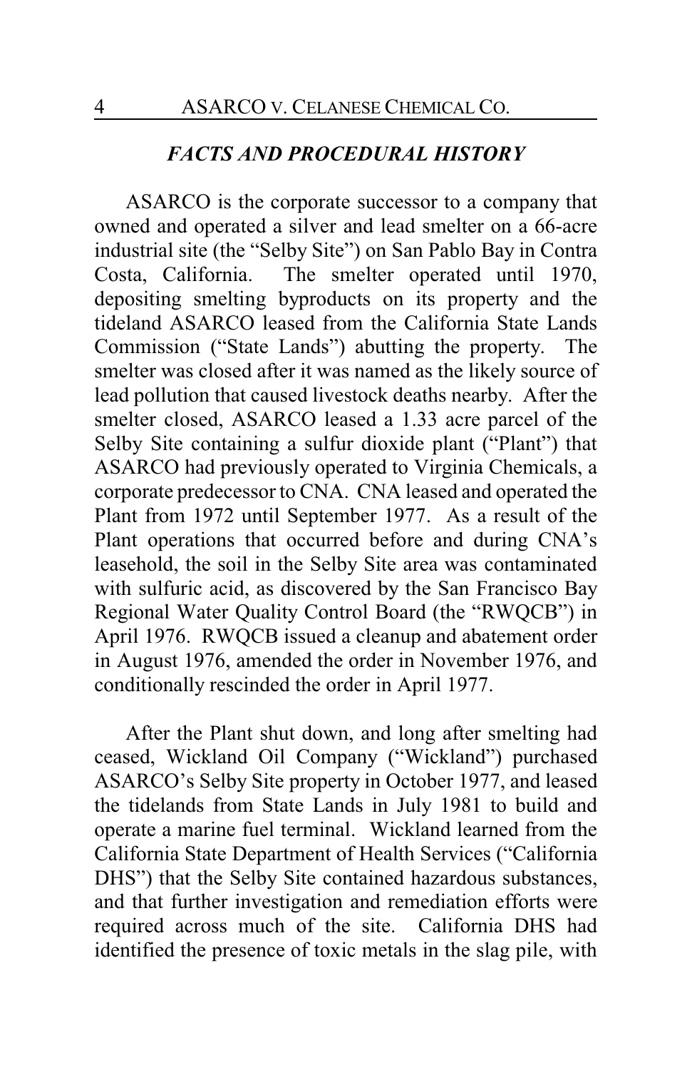### *FACTS AND PROCEDURAL HISTORY*

ASARCO is the corporate successor to a company that owned and operated a silver and lead smelter on a 66-acre industrial site (the "Selby Site") on San Pablo Bay in Contra Costa, California. The smelter operated until 1970, depositing smelting byproducts on its property and the tideland ASARCO leased from the California State Lands Commission ("State Lands") abutting the property. The smelter was closed after it was named as the likely source of lead pollution that caused livestock deaths nearby. After the smelter closed, ASARCO leased a 1.33 acre parcel of the Selby Site containing a sulfur dioxide plant ("Plant") that ASARCO had previously operated to Virginia Chemicals, a corporate predecessor to CNA. CNA leased and operated the Plant from 1972 until September 1977. As a result of the Plant operations that occurred before and during CNA's leasehold, the soil in the Selby Site area was contaminated with sulfuric acid, as discovered by the San Francisco Bay Regional Water Quality Control Board (the "RWQCB") in April 1976. RWQCB issued a cleanup and abatement order in August 1976, amended the order in November 1976, and conditionally rescinded the order in April 1977.

After the Plant shut down, and long after smelting had ceased, Wickland Oil Company ("Wickland") purchased ASARCO's Selby Site property in October 1977, and leased the tidelands from State Lands in July 1981 to build and operate a marine fuel terminal. Wickland learned from the California State Department of Health Services ("California DHS") that the Selby Site contained hazardous substances, and that further investigation and remediation efforts were required across much of the site. California DHS had identified the presence of toxic metals in the slag pile, with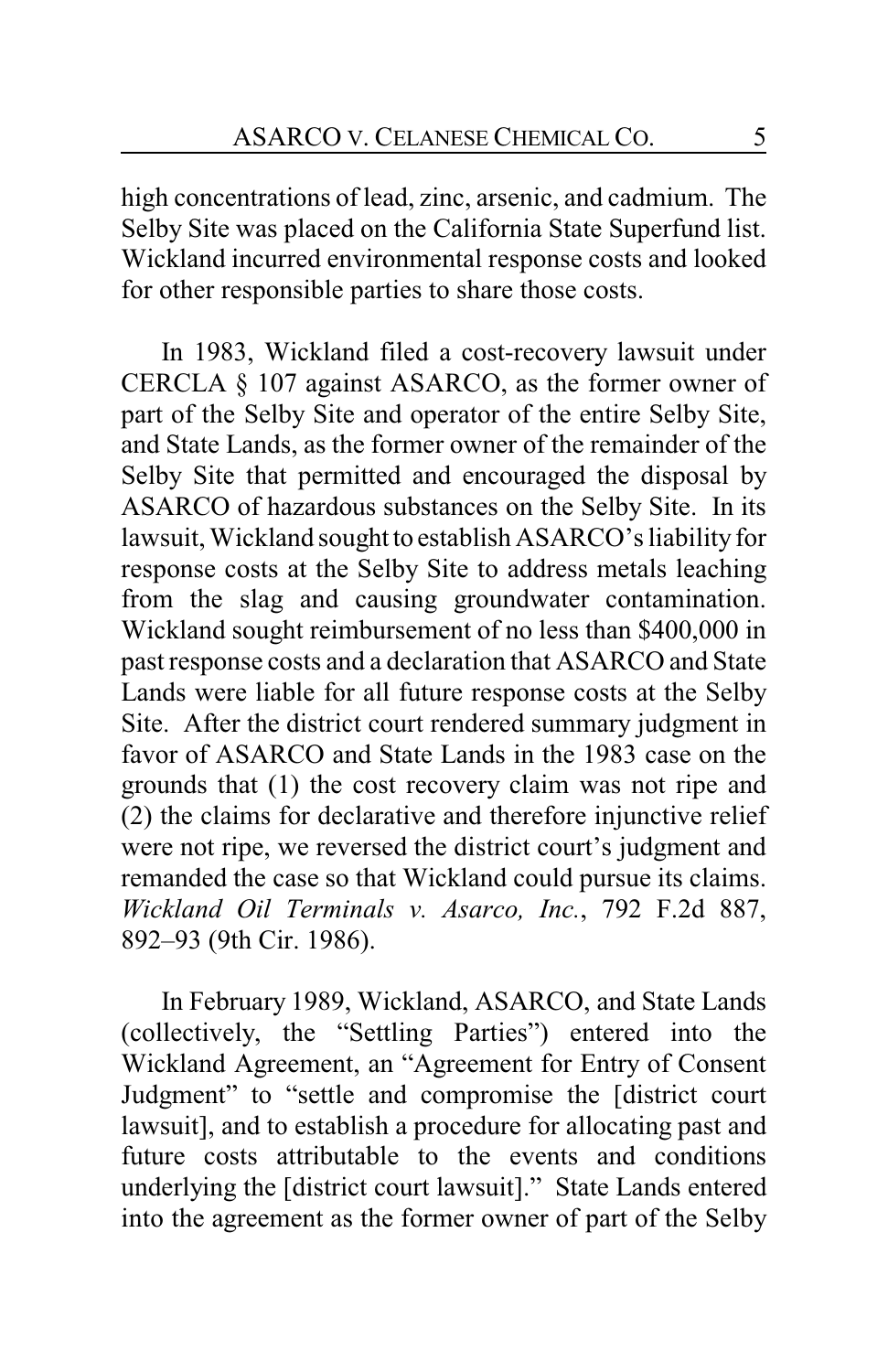high concentrations of lead, zinc, arsenic, and cadmium. The Selby Site was placed on the California State Superfund list. Wickland incurred environmental response costs and looked for other responsible parties to share those costs.

In 1983, Wickland filed a cost-recovery lawsuit under CERCLA § 107 against ASARCO, as the former owner of part of the Selby Site and operator of the entire Selby Site, and State Lands, as the former owner of the remainder of the Selby Site that permitted and encouraged the disposal by ASARCO of hazardous substances on the Selby Site. In its lawsuit, Wickland sought to establish ASARCO's liability for response costs at the Selby Site to address metals leaching from the slag and causing groundwater contamination. Wickland sought reimbursement of no less than $400,000 in past response costs and a declaration that ASARCO and State Lands were liable for all future response costs at the Selby Site. After the district court rendered summary judgment in favor of ASARCO and State Lands in the 1983 case on the grounds that (1) the cost recovery claim was not ripe and (2) the claims for declarative and therefore injunctive relief were not ripe, we reversed the district court's judgment and remanded the case so that Wickland could pursue its claims. *Wickland Oil Terminals v. Asarco, Inc.*, 792 F.2d 887, 892–93 (9th Cir. 1986).

In February 1989, Wickland, ASARCO, and State Lands (collectively, the "Settling Parties") entered into the Wickland Agreement, an "Agreement for Entry of Consent Judgment" to "settle and compromise the [district court lawsuit], and to establish a procedure for allocating past and future costs attributable to the events and conditions underlying the [district court lawsuit]." State Lands entered into the agreement as the former owner of part of the Selby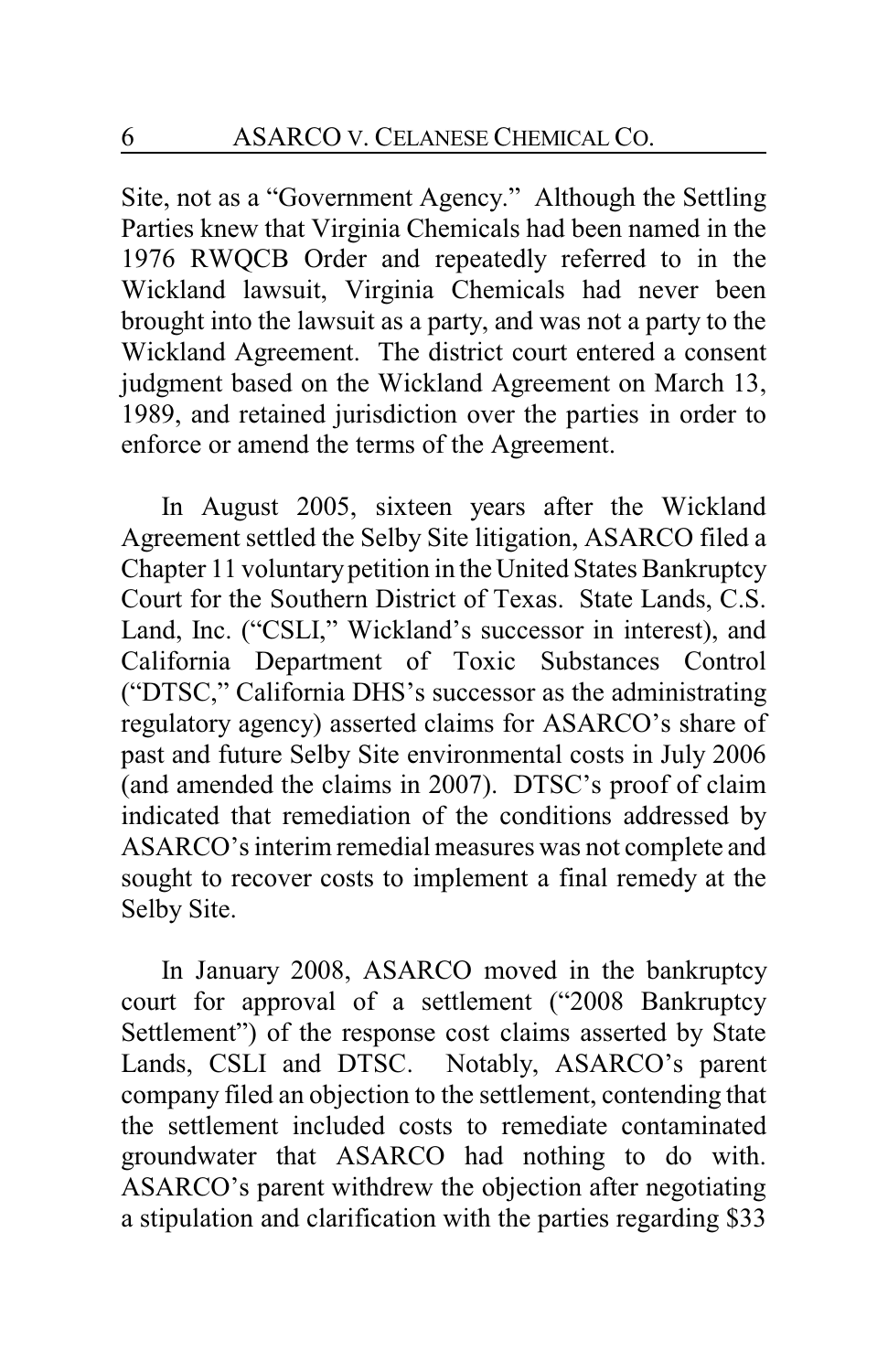Site, not as a "Government Agency." Although the Settling Parties knew that Virginia Chemicals had been named in the 1976 RWQCB Order and repeatedly referred to in the Wickland lawsuit, Virginia Chemicals had never been brought into the lawsuit as a party, and was not a party to the Wickland Agreement. The district court entered a consent judgment based on the Wickland Agreement on March 13, 1989, and retained jurisdiction over the parties in order to enforce or amend the terms of the Agreement.

In August 2005, sixteen years after the Wickland Agreement settled the Selby Site litigation, ASARCO filed a Chapter 11 voluntary petition in the United States Bankruptcy Court for the Southern District of Texas. State Lands, C.S. Land, Inc. ("CSLI," Wickland's successor in interest), and California Department of Toxic Substances Control ("DTSC," California DHS's successor as the administrating regulatory agency) asserted claims for ASARCO's share of past and future Selby Site environmental costs in July 2006 (and amended the claims in 2007). DTSC's proof of claim indicated that remediation of the conditions addressed by ASARCO's interim remedial measures was not complete and sought to recover costs to implement a final remedy at the Selby Site.

In January 2008, ASARCO moved in the bankruptcy court for approval of a settlement ("2008 Bankruptcy Settlement") of the response cost claims asserted by State Lands, CSLI and DTSC. Notably, ASARCO's parent company filed an objection to the settlement, contending that the settlement included costs to remediate contaminated groundwater that ASARCO had nothing to do with. ASARCO's parent withdrew the objection after negotiating a stipulation and clarification with the parties regarding $33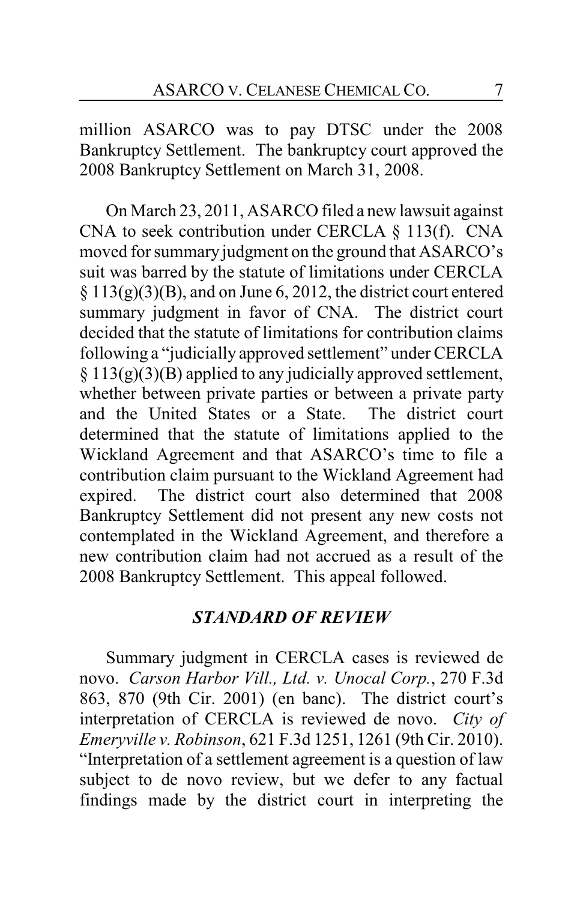million ASARCO was to pay DTSC under the 2008 Bankruptcy Settlement. The bankruptcy court approved the 2008 Bankruptcy Settlement on March 31, 2008.

On March 23, 2011, ASARCO filed a new lawsuit against CNA to seek contribution under CERCLA § 113(f). CNA moved for summary judgment on the ground that ASARCO's suit was barred by the statute of limitations under CERCLA § 113(g)(3)(B), and on June 6, 2012, the district court entered summary judgment in favor of CNA. The district court decided that the statute of limitations for contribution claims following a "judicially approved settlement" under CERCLA § 113(g)(3)(B) applied to any judicially approved settlement, whether between private parties or between a private party and the United States or a State. The district court determined that the statute of limitations applied to the Wickland Agreement and that ASARCO's time to file a contribution claim pursuant to the Wickland Agreement had expired. The district court also determined that 2008 Bankruptcy Settlement did not present any new costs not contemplated in the Wickland Agreement, and therefore a new contribution claim had not accrued as a result of the 2008 Bankruptcy Settlement. This appeal followed.

## *STANDARD OF REVIEW*

Summary judgment in CERCLA cases is reviewed de novo. *Carson Harbor Vill., Ltd. v. Unocal Corp.*, 270 F.3d 863, 870 (9th Cir. 2001) (en banc). The district court's interpretation of CERCLA is reviewed de novo. *City of Emeryville v. Robinson*, 621 F.3d 1251, 1261 (9th Cir. 2010). "Interpretation of a settlement agreement is a question of law subject to de novo review, but we defer to any factual findings made by the district court in interpreting the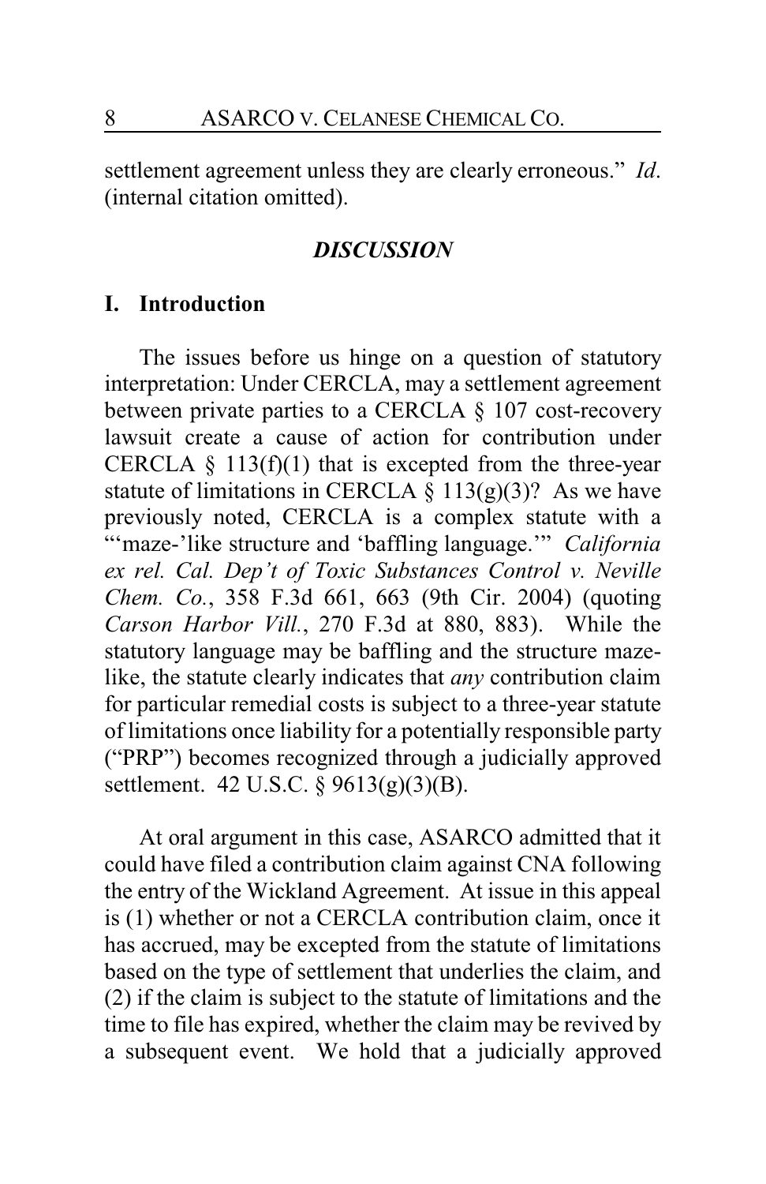settlement agreement unless they are clearly erroneous." *Id*. (internal citation omitted).

## *DISCUSSION*

### I. Introduction

The issues before us hinge on a question of statutory interpretation: Under CERCLA, may a settlement agreement between private parties to a CERCLA § 107 cost-recovery lawsuit create a cause of action for contribution under CERCLA § 113(f)(1) that is excepted from the three-year statute of limitations in CERCLA § 113(g)(3)? As we have previously noted, CERCLA is a complex statute with a "'maze-'like structure and 'baffling language.'" *California ex rel. Cal. Dep't of Toxic Substances Control v. Neville Chem. Co.*, 358 F.3d 661, 663 (9th Cir. 2004) (quoting *Carson Harbor Vill.*, 270 F.3d at 880, 883). While the statutory language may be baffling and the structure maze-like, the statute clearly indicates that *any* contribution claim for particular remedial costs is subject to a three-year statute of limitations once liability for a potentially responsible party ("PRP") becomes recognized through a judicially approved settlement. 42 U.S.C. § 9613(g)(3)(B).

At oral argument in this case, ASARCO admitted that it could have filed a contribution claim against CNA following the entry of the Wickland Agreement. At issue in this appeal is (1) whether or not a CERCLA contribution claim, once it has accrued, may be excepted from the statute of limitations based on the type of settlement that underlies the claim, and (2) if the claim is subject to the statute of limitations and the time to file has expired, whether the claim may be revived by a subsequent event. We hold that a judicially approved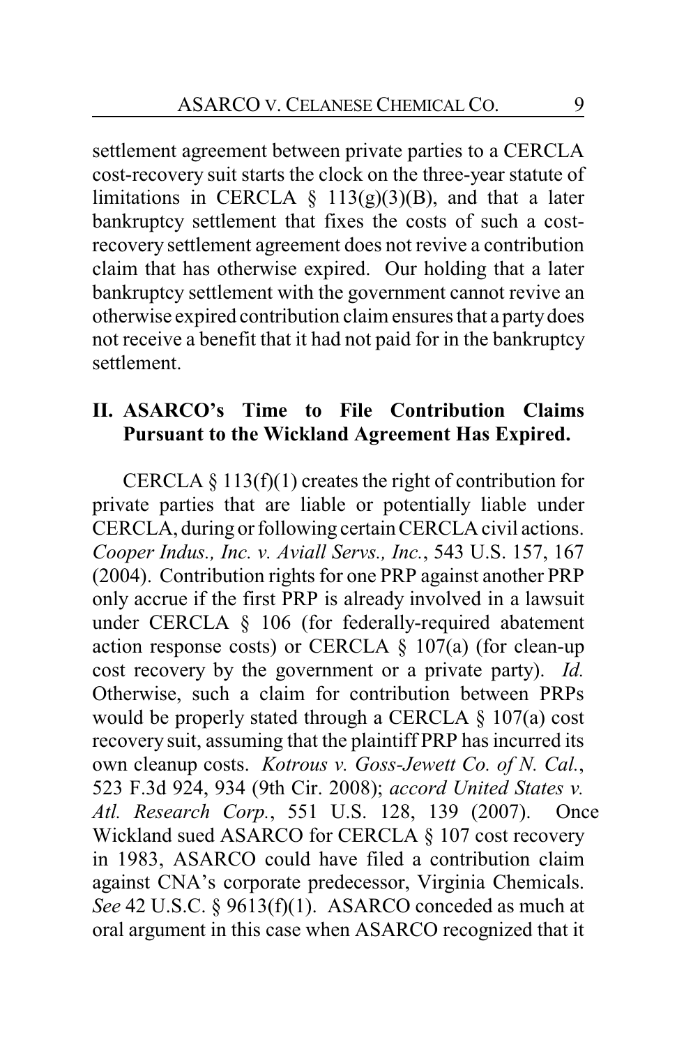settlement agreement between private parties to a CERCLA cost-recovery suit starts the clock on the three-year statute of limitations in CERCLA § 113(g)(3)(B), and that a later bankruptcy settlement that fixes the costs of such a cost-recovery settlement agreement does not revive a contribution claim that has otherwise expired. Our holding that a later bankruptcy settlement with the government cannot revive an otherwise expired contribution claim ensures that a party does not receive a benefit that it had not paid for in the bankruptcy settlement.

## II. ASARCO's Time to File Contribution Claims Pursuant to the Wickland Agreement Has Expired.

CERCLA § 113(f)(1) creates the right of contribution for private parties that are liable or potentially liable under CERCLA, during or following certain CERCLA civil actions. *Cooper Indus., Inc. v. Aviall Servs., Inc.*, 543 U.S. 157, 167 (2004). Contribution rights for one PRP against another PRP only accrue if the first PRP is already involved in a lawsuit under CERCLA § 106 (for federally-required abatement action response costs) or CERCLA § 107(a) (for clean-up cost recovery by the government or a private party). *Id.* Otherwise, such a claim for contribution between PRPs would be properly stated through a CERCLA § 107(a) cost recovery suit, assuming that the plaintiff PRP has incurred its own cleanup costs. *Kotrous v. Goss-Jewett Co. of N. Cal.*, 523 F.3d 924, 934 (9th Cir. 2008); *accord United States v. Atl. Research Corp.*, 551 U.S. 128, 139 (2007). Once Wickland sued ASARCO for CERCLA § 107 cost recovery in 1983, ASARCO could have filed a contribution claim against CNA's corporate predecessor, Virginia Chemicals. *See* 42 U.S.C. § 9613(f)(1). ASARCO conceded as much at oral argument in this case when ASARCO recognized that it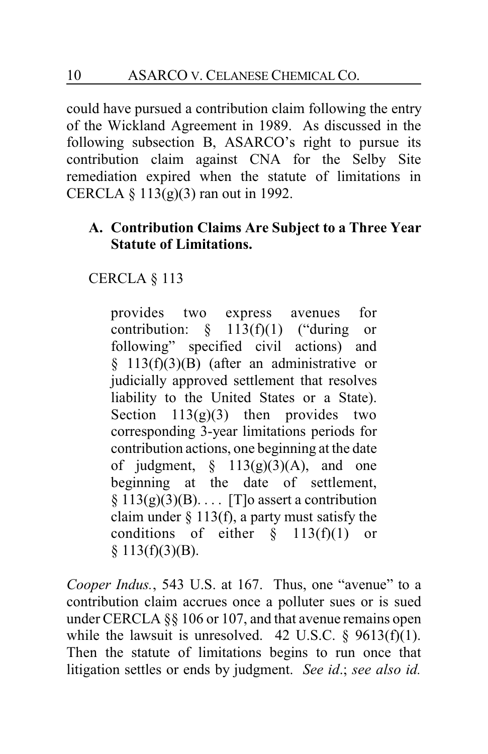could have pursued a contribution claim following the entry of the Wickland Agreement in 1989. As discussed in the following subsection B, ASARCO's right to pursue its contribution claim against CNA for the Selby Site remediation expired when the statute of limitations in CERCLA § 113(g)(3) ran out in 1992.

### A. Contribution Claims Are Subject to a Three Year Statute of Limitations.

CERCLA § 113

> provides two express avenues for contribution: § 113(f)(1) ("during or following" specified civil actions) and § 113(f)(3)(B) (after an administrative or judicially approved settlement that resolves liability to the United States or a State). Section 113(g)(3) then provides two corresponding 3-year limitations periods for contribution actions, one beginning at the date of judgment, § 113(g)(3)(A), and one beginning at the date of settlement, § 113(g)(3)(B). . . . [T]o assert a contribution claim under § 113(f), a party must satisfy the conditions of either § 113(f)(1) or § 113(f)(3)(B).

*Cooper Indus.*, 543 U.S. at 167. Thus, one "avenue" to a contribution claim accrues once a polluter sues or is sued under CERCLA §§ 106 or 107, and that avenue remains open while the lawsuit is unresolved. 42 U.S.C. § 9613(f)(1). Then the statute of limitations begins to run once that litigation settles or ends by judgment. *See id.*; *see also id.*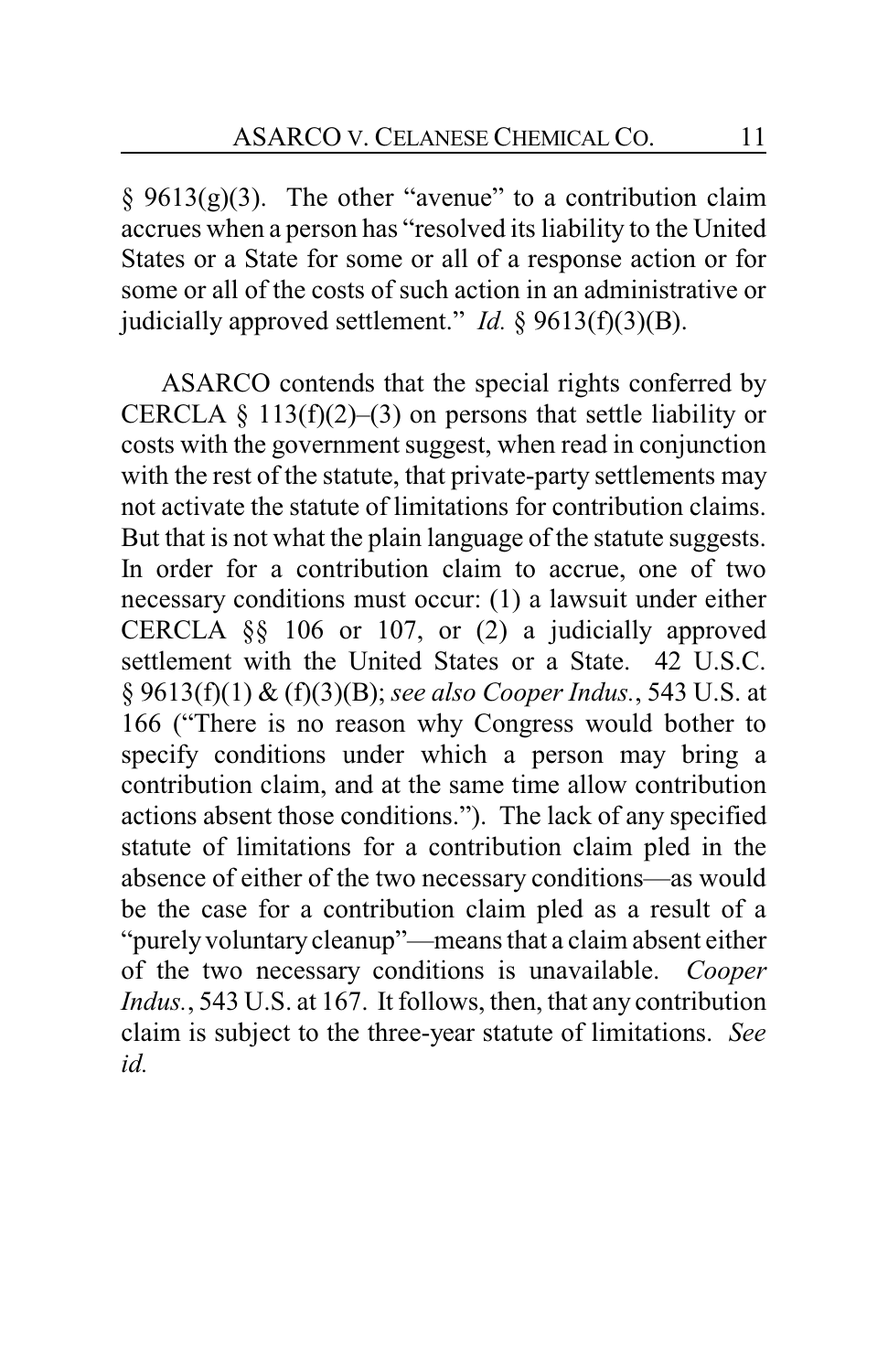§ 9613(g)(3). The other "avenue" to a contribution claim accrues when a person has "resolved its liability to the United States or a State for some or all of a response action or for some or all of the costs of such action in an administrative or judicially approved settlement." *Id.* § 9613(f)(3)(B).

ASARCO contends that the special rights conferred by CERCLA § 113(f)(2)–(3) on persons that settle liability or costs with the government suggest, when read in conjunction with the rest of the statute, that private-party settlements may not activate the statute of limitations for contribution claims. But that is not what the plain language of the statute suggests. In order for a contribution claim to accrue, one of two necessary conditions must occur: (1) a lawsuit under either CERCLA §§ 106 or 107, or (2) a judicially approved settlement with the United States or a State. 42 U.S.C. § 9613(f)(1) & (f)(3)(B); *see also Cooper Indus.*, 543 U.S. at 166 ("There is no reason why Congress would bother to specify conditions under which a person may bring a contribution claim, and at the same time allow contribution actions absent those conditions."). The lack of any specified statute of limitations for a contribution claim pled in the absence of either of the two necessary conditions—as would be the case for a contribution claim pled as a result of a "purely voluntary cleanup"—means that a claim absent either of the two necessary conditions is unavailable. *Cooper Indus.*, 543 U.S. at 167. It follows, then, that any contribution claim is subject to the three-year statute of limitations. *See id.*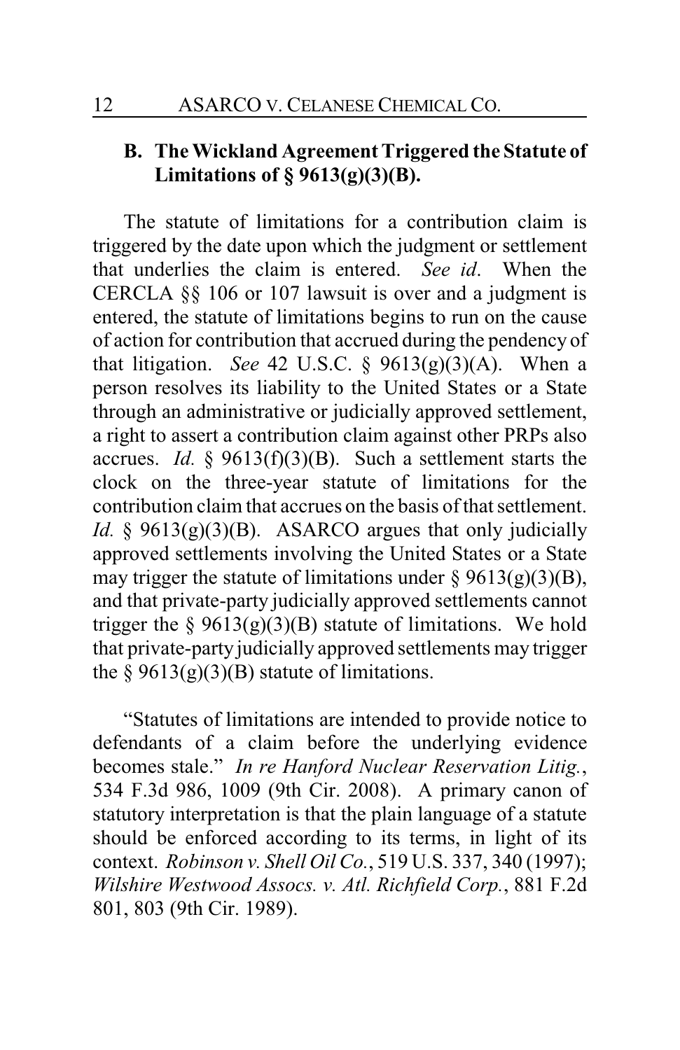### B. The Wickland Agreement Triggered the Statute of Limitations of § 9613(g)(3)(B).

The statute of limitations for a contribution claim is triggered by the date upon which the judgment or settlement that underlies the claim is entered. *See id*. When the CERCLA §§ 106 or 107 lawsuit is over and a judgment is entered, the statute of limitations begins to run on the cause of action for contribution that accrued during the pendency of that litigation. *See* 42 U.S.C. § 9613(g)(3)(A). When a person resolves its liability to the United States or a State through an administrative or judicially approved settlement, a right to assert a contribution claim against other PRPs also accrues. *Id.* § 9613(f)(3)(B). Such a settlement starts the clock on the three-year statute of limitations for the contribution claim that accrues on the basis of that settlement. *Id.* § 9613(g)(3)(B). ASARCO argues that only judicially approved settlements involving the United States or a State may trigger the statute of limitations under § 9613(g)(3)(B), and that private-party judicially approved settlements cannot trigger the § 9613(g)(3)(B) statute of limitations. We hold that private-party judicially approved settlements may trigger the § 9613(g)(3)(B) statute of limitations.

"Statutes of limitations are intended to provide notice to defendants of a claim before the underlying evidence becomes stale." *In re Hanford Nuclear Reservation Litig.*, 534 F.3d 986, 1009 (9th Cir. 2008). A primary canon of statutory interpretation is that the plain language of a statute should be enforced according to its terms, in light of its context. *Robinson v. Shell Oil Co.*, 519 U.S. 337, 340 (1997); *Wilshire Westwood Assocs. v. Atl. Richfield Corp.*, 881 F.2d 801, 803 (9th Cir. 1989).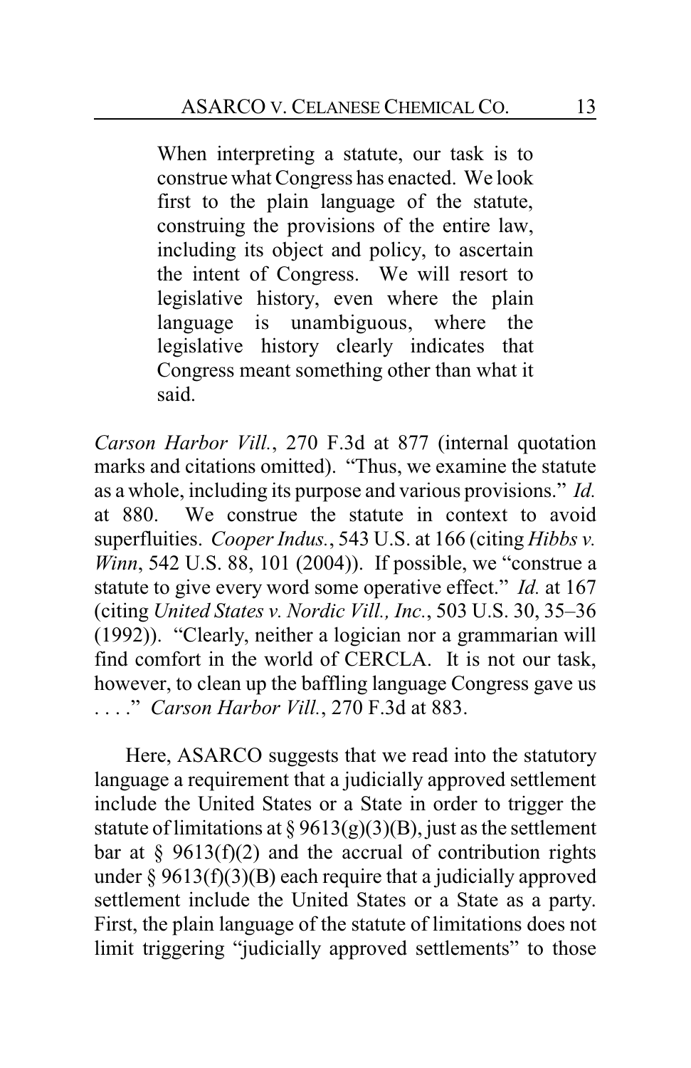> When interpreting a statute, our task is to construe what Congress has enacted. We look first to the plain language of the statute, construing the provisions of the entire law, including its object and policy, to ascertain the intent of Congress. We will resort to legislative history, even where the plain language is unambiguous, where the legislative history clearly indicates that Congress meant something other than what it said.

*Carson Harbor Vill.*, 270 F.3d at 877 (internal quotation marks and citations omitted). "Thus, we examine the statute as a whole, including its purpose and various provisions." *Id.* at 880. We construe the statute in context to avoid superfluities. *Cooper Indus.*, 543 U.S. at 166 (citing *Hibbs v. Winn*, 542 U.S. 88, 101 (2004)). If possible, we "construe a statute to give every word some operative effect." *Id.* at 167 (citing *United States v. Nordic Vill., Inc.*, 503 U.S. 30, 35–36 (1992)). "Clearly, neither a logician nor a grammarian will find comfort in the world of CERCLA. It is not our task, however, to clean up the baffling language Congress gave us . . . ." *Carson Harbor Vill.*, 270 F.3d at 883.

Here, ASARCO suggests that we read into the statutory language a requirement that a judicially approved settlement include the United States or a State in order to trigger the statute of limitations at § 9613(g)(3)(B), just as the settlement bar at § 9613(f)(2) and the accrual of contribution rights under § 9613(f)(3)(B) each require that a judicially approved settlement include the United States or a State as a party. First, the plain language of the statute of limitations does not limit triggering "judicially approved settlements" to those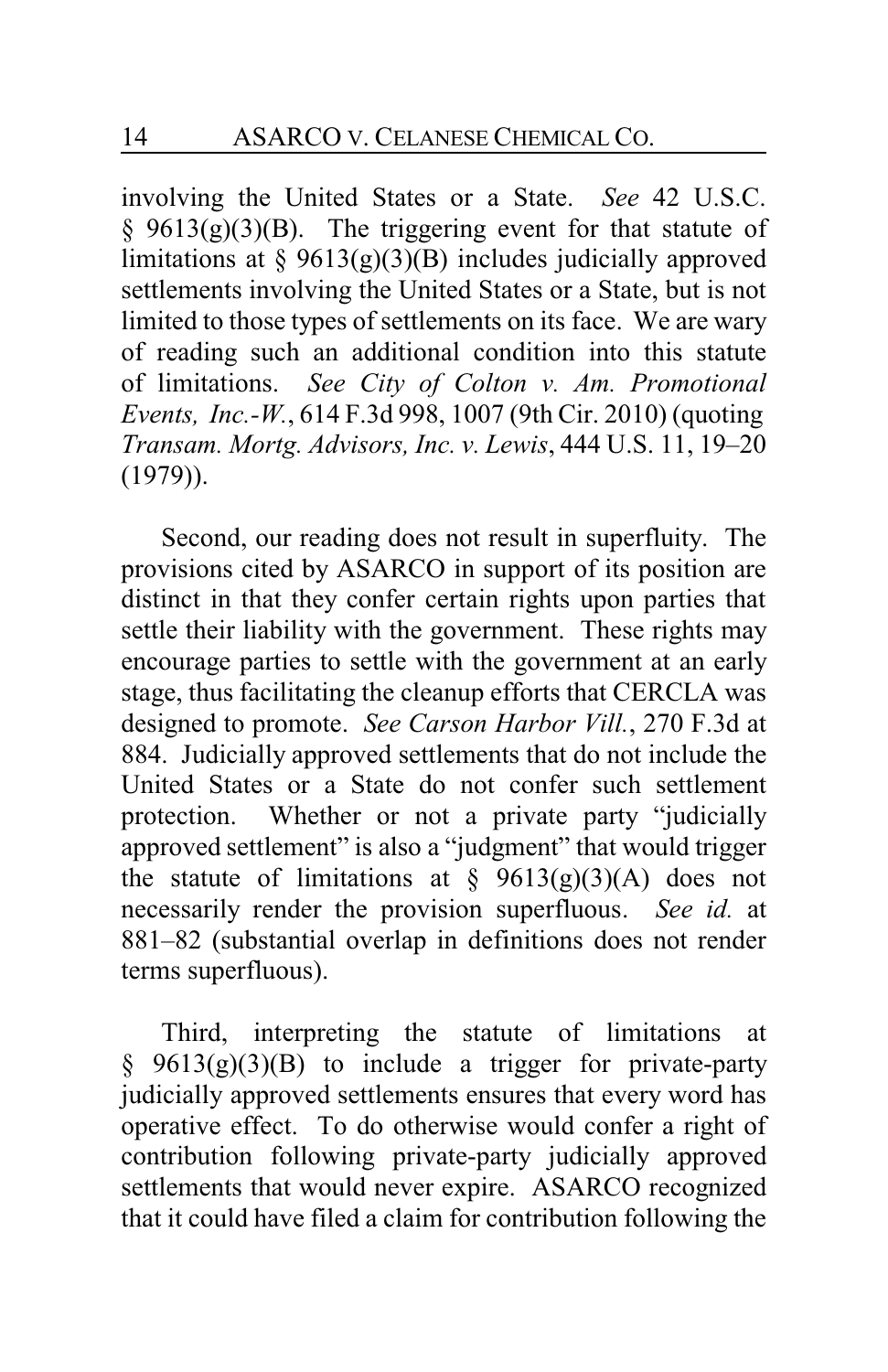involving the United States or a State. *See* 42 U.S.C. § 9613(g)(3)(B). The triggering event for that statute of limitations at § 9613(g)(3)(B) includes judicially approved settlements involving the United States or a State, but is not limited to those types of settlements on its face. We are wary of reading such an additional condition into this statute of limitations. *See City of Colton v. Am. Promotional Events, Inc.-W.*, 614 F.3d 998, 1007 (9th Cir. 2010) (quoting *Transam. Mortg. Advisors, Inc. v. Lewis*, 444 U.S. 11, 19–20 (1979)).

Second, our reading does not result in superfluity. The provisions cited by ASARCO in support of its position are distinct in that they confer certain rights upon parties that settle their liability with the government. These rights may encourage parties to settle with the government at an early stage, thus facilitating the cleanup efforts that CERCLA was designed to promote. *See Carson Harbor Vill.*, 270 F.3d at 884. Judicially approved settlements that do not include the United States or a State do not confer such settlement protection. Whether or not a private party "judicially approved settlement" is also a "judgment" that would trigger the statute of limitations at § 9613(g)(3)(A) does not necessarily render the provision superfluous. *See id.* at 881–82 (substantial overlap in definitions does not render terms superfluous).

Third, interpreting the statute of limitations at § 9613(g)(3)(B) to include a trigger for private-party judicially approved settlements ensures that every word has operative effect. To do otherwise would confer a right of contribution following private-party judicially approved settlements that would never expire. ASARCO recognized that it could have filed a claim for contribution following the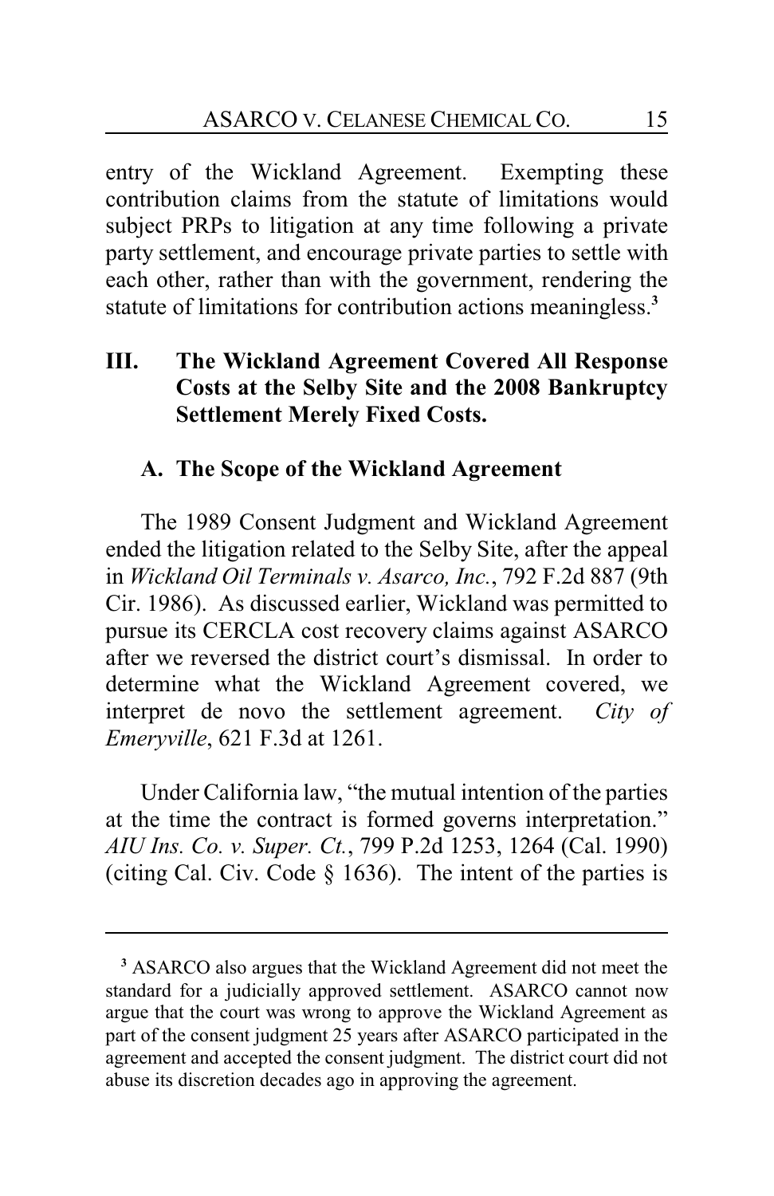entry of the Wickland Agreement. Exempting these contribution claims from the statute of limitations would subject PRPs to litigation at any time following a private party settlement, and encourage private parties to settle with each other, rather than with the government, rendering the statute of limitations for contribution actions meaningless.[3]

## III. The Wickland Agreement Covered All Response Costs at the Selby Site and the 2008 Bankruptcy Settlement Merely Fixed Costs.

### A. The Scope of the Wickland Agreement

The 1989 Consent Judgment and Wickland Agreement ended the litigation related to the Selby Site, after the appeal in *Wickland Oil Terminals v. Asarco, Inc.*, 792 F.2d 887 (9th Cir. 1986). As discussed earlier, Wickland was permitted to pursue its CERCLA cost recovery claims against ASARCO after we reversed the district court's dismissal. In order to determine what the Wickland Agreement covered, we interpret de novo the settlement agreement. *City of Emeryville*, 621 F.3d at 1261.

Under California law, "the mutual intention of the parties at the time the contract is formed governs interpretation." *AIU Ins. Co. v. Super. Ct.*, 799 P.2d 1253, 1264 (Cal. 1990) (citing Cal. Civ. Code § 1636). The intent of the parties is

---

[3] ASARCO also argues that the Wickland Agreement did not meet the standard for a judicially approved settlement. ASARCO cannot now argue that the court was wrong to approve the Wickland Agreement as part of the consent judgment 25 years after ASARCO participated in the agreement and accepted the consent judgment. The district court did not abuse its discretion decades ago in approving the agreement.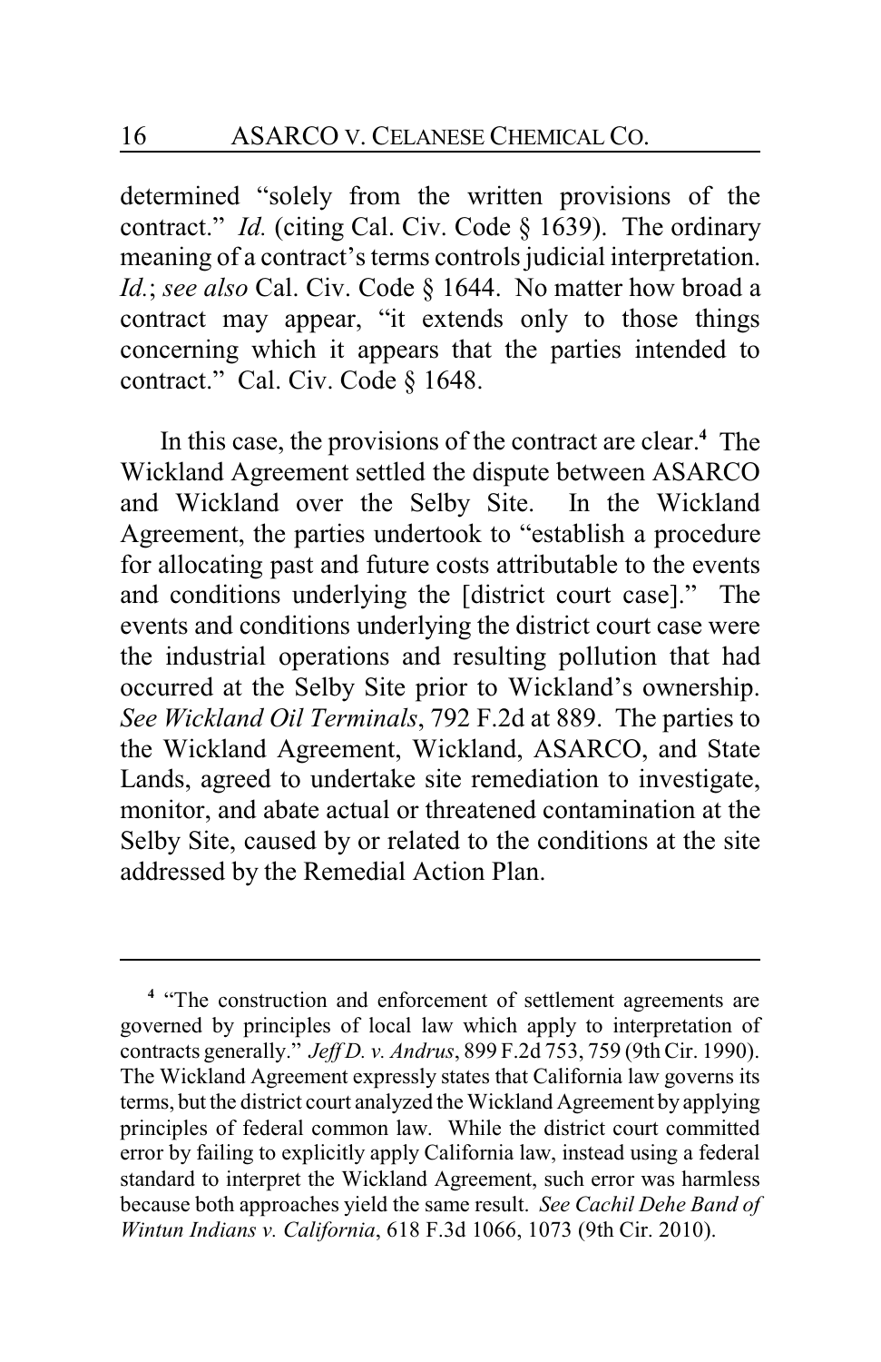determined "solely from the written provisions of the contract." *Id.* (citing Cal. Civ. Code § 1639). The ordinary meaning of a contract's terms controls judicial interpretation. *Id.*; *see also* Cal. Civ. Code § 1644. No matter how broad a contract may appear, "it extends only to those things concerning which it appears that the parties intended to contract." Cal. Civ. Code § 1648.

In this case, the provisions of the contract are clear.[4] The Wickland Agreement settled the dispute between ASARCO and Wickland over the Selby Site. In the Wickland Agreement, the parties undertook to "establish a procedure for allocating past and future costs attributable to the events and conditions underlying the [district court case]." The events and conditions underlying the district court case were the industrial operations and resulting pollution that had occurred at the Selby Site prior to Wickland's ownership. *See Wickland Oil Terminals*, 792 F.2d at 889. The parties to the Wickland Agreement, Wickland, ASARCO, and State Lands, agreed to undertake site remediation to investigate, monitor, and abate actual or threatened contamination at the Selby Site, caused by or related to the conditions at the site addressed by the Remedial Action Plan.

---

[4] "The construction and enforcement of settlement agreements are governed by principles of local law which apply to interpretation of contracts generally." *Jeff D. v. Andrus*, 899 F.2d 753, 759 (9th Cir. 1990). The Wickland Agreement expressly states that California law governs its terms, but the district court analyzed the Wickland Agreement by applying principles of federal common law. While the district court committed error by failing to explicitly apply California law, instead using a federal standard to interpret the Wickland Agreement, such error was harmless because both approaches yield the same result. *See Cachil Dehe Band of Wintun Indians v. California*, 618 F.3d 1066, 1073 (9th Cir. 2010).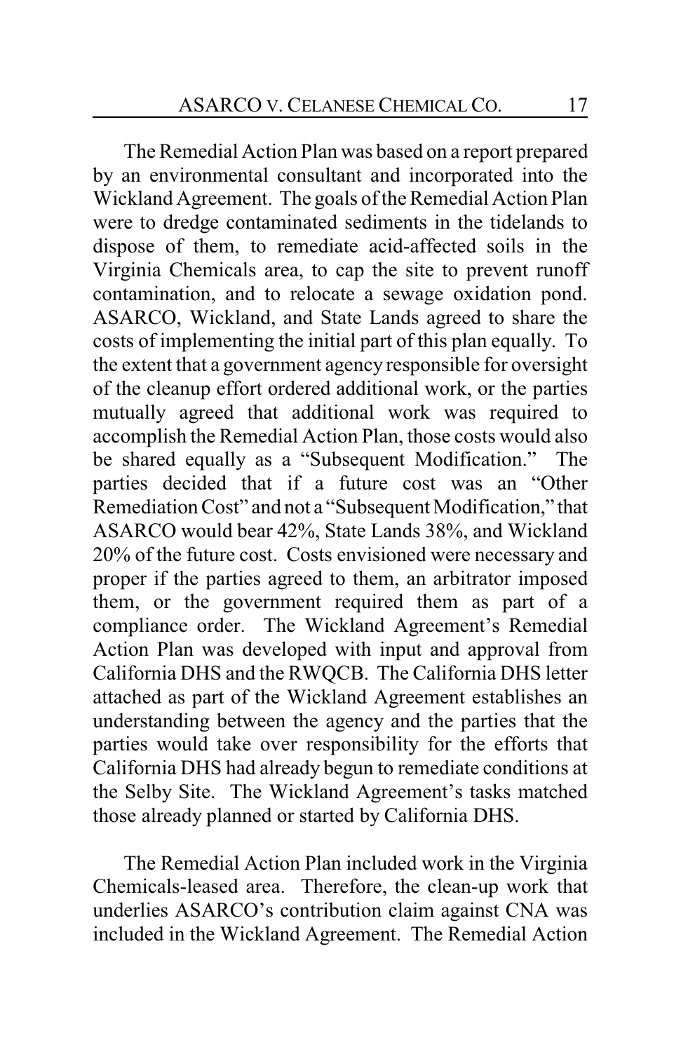The Remedial Action Plan was based on a report prepared by an environmental consultant and incorporated into the Wickland Agreement. The goals of the Remedial Action Plan were to dredge contaminated sediments in the tidelands to dispose of them, to remediate acid-affected soils in the Virginia Chemicals area, to cap the site to prevent runoff contamination, and to relocate a sewage oxidation pond. ASARCO, Wickland, and State Lands agreed to share the costs of implementing the initial part of this plan equally. To the extent that a government agency responsible for oversight of the cleanup effort ordered additional work, or the parties mutually agreed that additional work was required to accomplish the Remedial Action Plan, those costs would also be shared equally as a "Subsequent Modification." The parties decided that if a future cost was an "Other Remediation Cost" and not a "Subsequent Modification," that ASARCO would bear 42%, State Lands 38%, and Wickland 20% of the future cost. Costs envisioned were necessary and proper if the parties agreed to them, an arbitrator imposed them, or the government required them as part of a compliance order. The Wickland Agreement's Remedial Action Plan was developed with input and approval from California DHS and the RWQCB. The California DHS letter attached as part of the Wickland Agreement establishes an understanding between the agency and the parties that the parties would take over responsibility for the efforts that California DHS had already begun to remediate conditions at the Selby Site. The Wickland Agreement's tasks matched those already planned or started by California DHS.

The Remedial Action Plan included work in the Virginia Chemicals-leased area. Therefore, the clean-up work that underlies ASARCO's contribution claim against CNA was included in the Wickland Agreement. The Remedial Action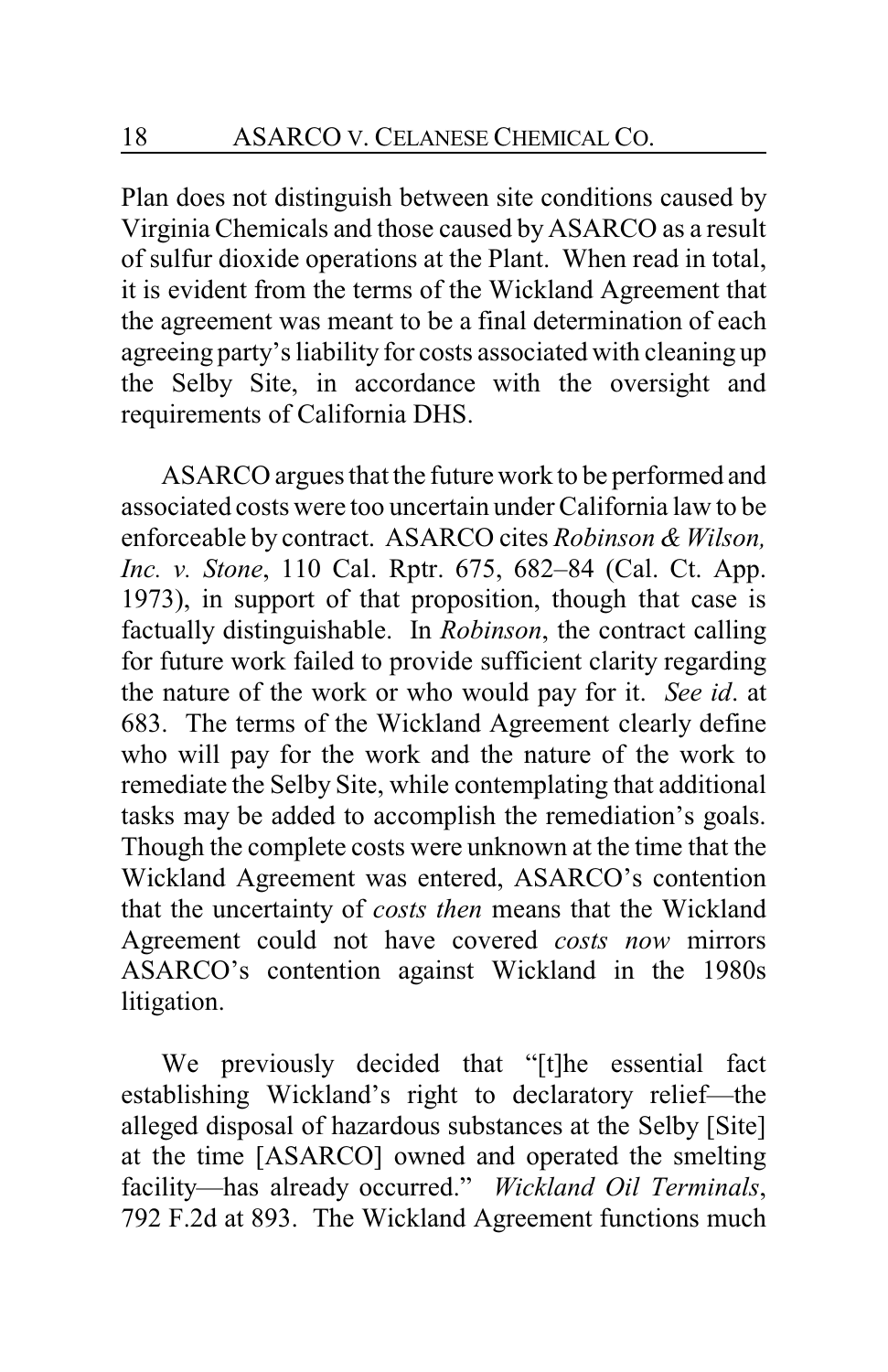Plan does not distinguish between site conditions caused by Virginia Chemicals and those caused by ASARCO as a result of sulfur dioxide operations at the Plant. When read in total, it is evident from the terms of the Wickland Agreement that the agreement was meant to be a final determination of each agreeing party's liability for costs associated with cleaning up the Selby Site, in accordance with the oversight and requirements of California DHS.

ASARCO argues that the future work to be performed and associated costs were too uncertain under California law to be enforceable by contract. ASARCO cites *Robinson & Wilson, Inc. v. Stone*, 110 Cal. Rptr. 675, 682–84 (Cal. Ct. App. 1973), in support of that proposition, though that case is factually distinguishable. In *Robinson*, the contract calling for future work failed to provide sufficient clarity regarding the nature of the work or who would pay for it. *See id*. at 683. The terms of the Wickland Agreement clearly define who will pay for the work and the nature of the work to remediate the Selby Site, while contemplating that additional tasks may be added to accomplish the remediation's goals. Though the complete costs were unknown at the time that the Wickland Agreement was entered, ASARCO's contention that the uncertainty of *costs then* means that the Wickland Agreement could not have covered *costs now* mirrors ASARCO's contention against Wickland in the 1980s litigation.

We previously decided that "[t]he essential fact establishing Wickland's right to declaratory relief—the alleged disposal of hazardous substances at the Selby [Site] at the time [ASARCO] owned and operated the smelting facility—has already occurred." *Wickland Oil Terminals*, 792 F.2d at 893. The Wickland Agreement functions much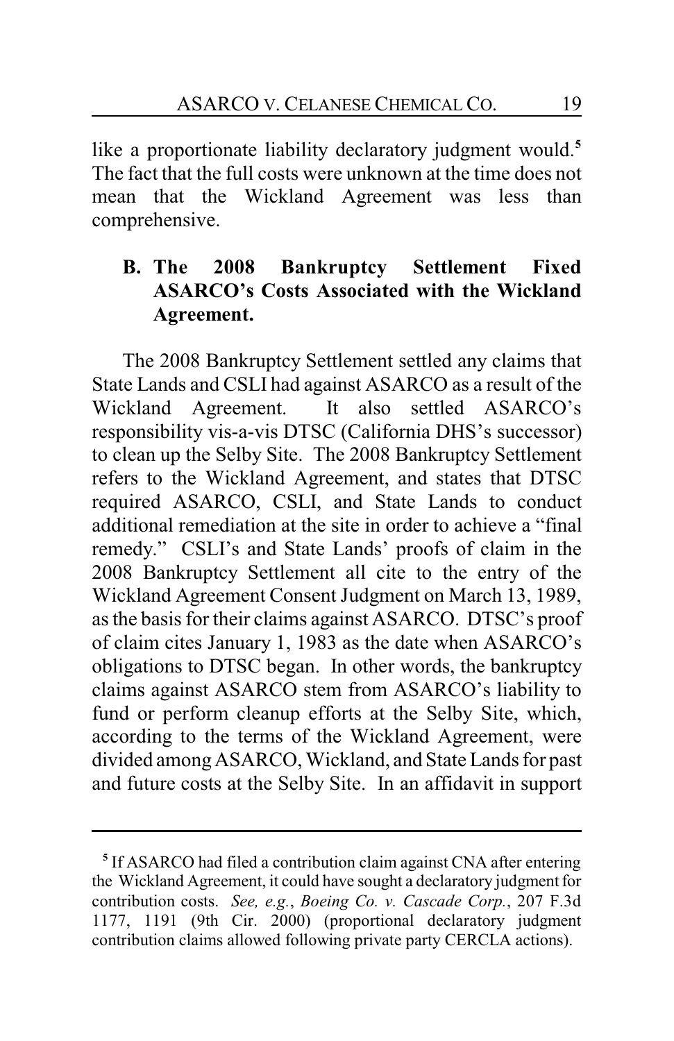like a proportionate liability declaratory judgment would.[5] The fact that the full costs were unknown at the time does not mean that the Wickland Agreement was less than comprehensive.

### B. The 2008 Bankruptcy Settlement Fixed ASARCO's Costs Associated with the Wickland Agreement.

The 2008 Bankruptcy Settlement settled any claims that State Lands and CSLI had against ASARCO as a result of the Wickland Agreement. It also settled ASARCO's responsibility vis-a-vis DTSC (California DHS's successor) to clean up the Selby Site. The 2008 Bankruptcy Settlement refers to the Wickland Agreement, and states that DTSC required ASARCO, CSLI, and State Lands to conduct additional remediation at the site in order to achieve a "final remedy." CSLI's and State Lands' proofs of claim in the 2008 Bankruptcy Settlement all cite to the entry of the Wickland Agreement Consent Judgment on March 13, 1989, as the basis for their claims against ASARCO. DTSC's proof of claim cites January 1, 1983 as the date when ASARCO's obligations to DTSC began. In other words, the bankruptcy claims against ASARCO stem from ASARCO's liability to fund or perform cleanup efforts at the Selby Site, which, according to the terms of the Wickland Agreement, were divided among ASARCO, Wickland, and State Lands for past and future costs at the Selby Site. In an affidavit in support

---

[5] If ASARCO had filed a contribution claim against CNA after entering the Wickland Agreement, it could have sought a declaratory judgment for contribution costs. *See, e.g.*, *Boeing Co. v. Cascade Corp.*, 207 F.3d 1177, 1191 (9th Cir. 2000) (proportional declaratory judgment contribution claims allowed following private party CERCLA actions).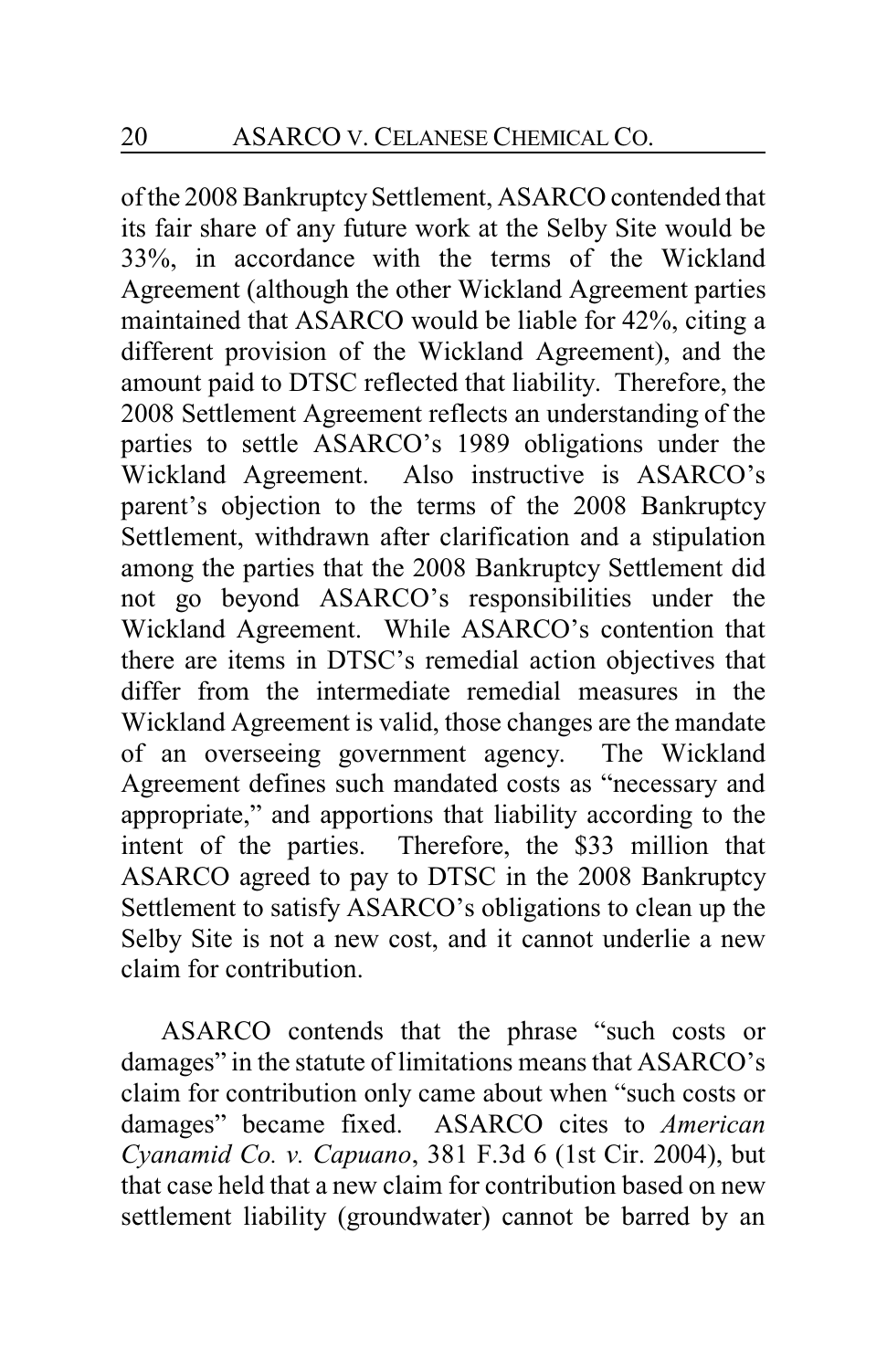of the 2008 Bankruptcy Settlement, ASARCO contended that its fair share of any future work at the Selby Site would be 33%, in accordance with the terms of the Wickland Agreement (although the other Wickland Agreement parties maintained that ASARCO would be liable for 42%, citing a different provision of the Wickland Agreement), and the amount paid to DTSC reflected that liability. Therefore, the 2008 Settlement Agreement reflects an understanding of the parties to settle ASARCO's 1989 obligations under the Wickland Agreement. Also instructive is ASARCO's parent's objection to the terms of the 2008 Bankruptcy Settlement, withdrawn after clarification and a stipulation among the parties that the 2008 Bankruptcy Settlement did not go beyond ASARCO's responsibilities under the Wickland Agreement. While ASARCO's contention that there are items in DTSC's remedial action objectives that differ from the intermediate remedial measures in the Wickland Agreement is valid, those changes are the mandate of an overseeing government agency. The Wickland Agreement defines such mandated costs as "necessary and appropriate," and apportions that liability according to the intent of the parties. Therefore, the $33 million that ASARCO agreed to pay to DTSC in the 2008 Bankruptcy Settlement to satisfy ASARCO's obligations to clean up the Selby Site is not a new cost, and it cannot underlie a new claim for contribution.

ASARCO contends that the phrase "such costs or damages" in the statute of limitations means that ASARCO's claim for contribution only came about when "such costs or damages" became fixed. ASARCO cites to *American Cyanamid Co. v. Capuano*, 381 F.3d 6 (1st Cir. 2004), but that case held that a new claim for contribution based on new settlement liability (groundwater) cannot be barred by an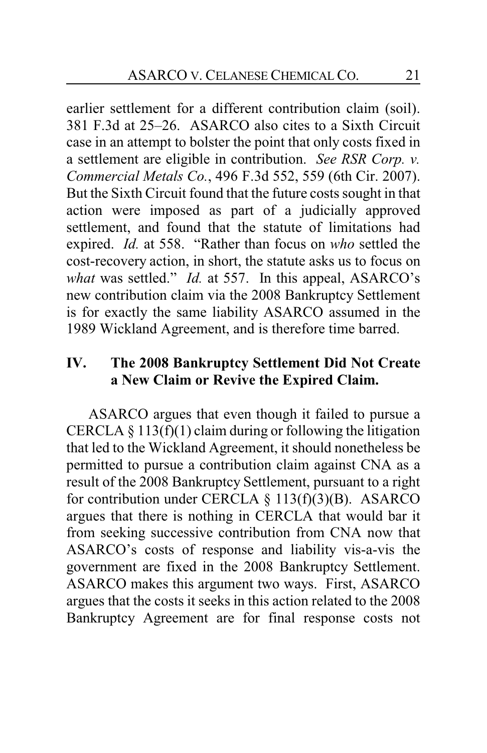earlier settlement for a different contribution claim (soil). 381 F.3d at 25–26. ASARCO also cites to a Sixth Circuit case in an attempt to bolster the point that only costs fixed in a settlement are eligible in contribution. *See RSR Corp. v. Commercial Metals Co.*, 496 F.3d 552, 559 (6th Cir. 2007). But the Sixth Circuit found that the future costs sought in that action were imposed as part of a judicially approved settlement, and found that the statute of limitations had expired. *Id.* at 558. "Rather than focus on *who* settled the cost-recovery action, in short, the statute asks us to focus on *what* was settled." *Id.* at 557. In this appeal, ASARCO's new contribution claim via the 2008 Bankruptcy Settlement is for exactly the same liability ASARCO assumed in the 1989 Wickland Agreement, and is therefore time barred.

## IV. The 2008 Bankruptcy Settlement Did Not Create a New Claim or Revive the Expired Claim.

ASARCO argues that even though it failed to pursue a CERCLA § 113(f)(1) claim during or following the litigation that led to the Wickland Agreement, it should nonetheless be permitted to pursue a contribution claim against CNA as a result of the 2008 Bankruptcy Settlement, pursuant to a right for contribution under CERCLA § 113(f)(3)(B). ASARCO argues that there is nothing in CERCLA that would bar it from seeking successive contribution from CNA now that ASARCO's costs of response and liability vis-a-vis the government are fixed in the 2008 Bankruptcy Settlement. ASARCO makes this argument two ways. First, ASARCO argues that the costs it seeks in this action related to the 2008 Bankruptcy Agreement are for final response costs not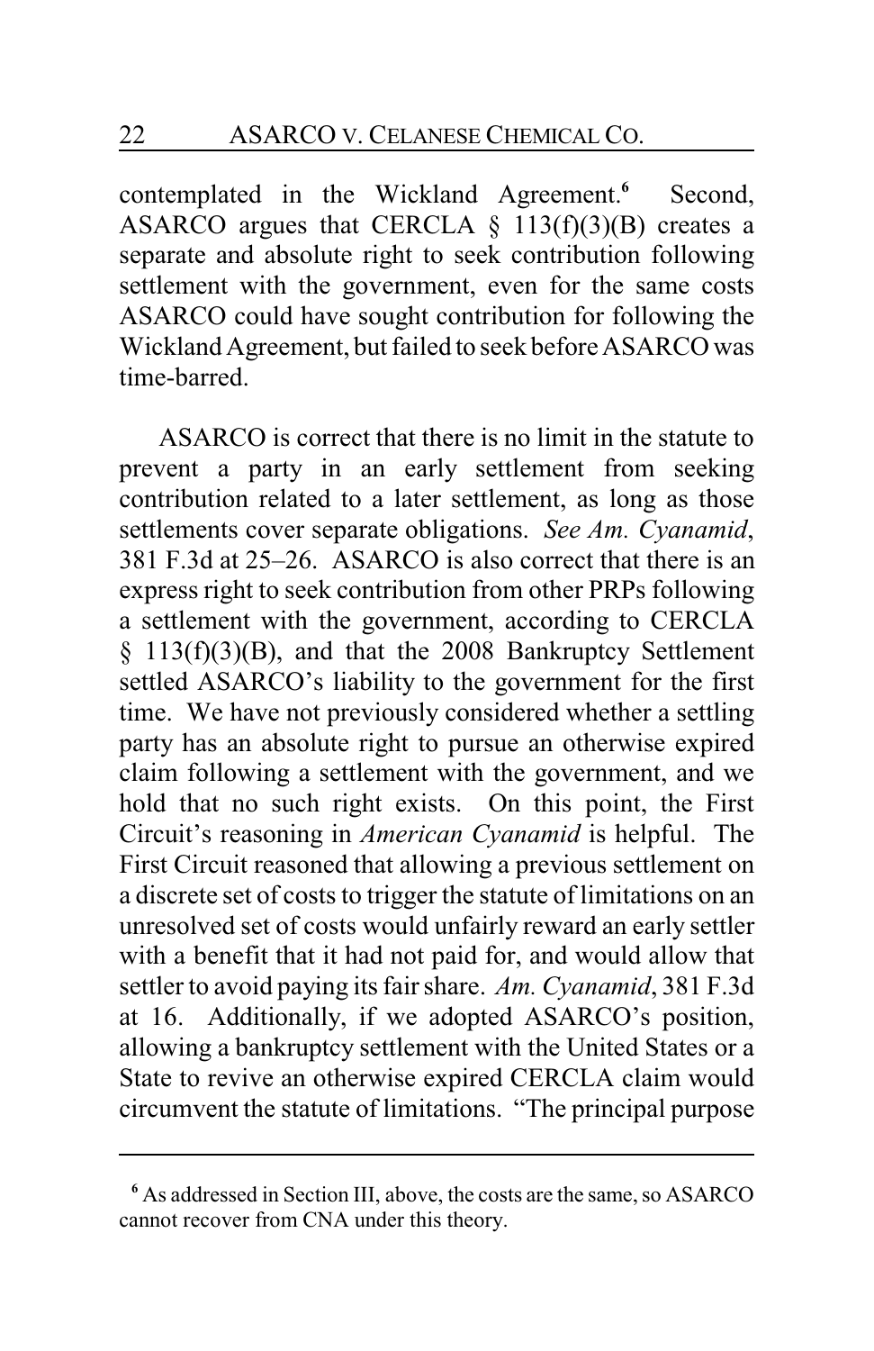contemplated in the Wickland Agreement.[6] Second, ASARCO argues that CERCLA § 113(f)(3)(B) creates a separate and absolute right to seek contribution following settlement with the government, even for the same costs ASARCO could have sought contribution for following the Wickland Agreement, but failed to seek before ASARCO was time-barred.

ASARCO is correct that there is no limit in the statute to prevent a party in an early settlement from seeking contribution related to a later settlement, as long as those settlements cover separate obligations. *See Am. Cyanamid*, 381 F.3d at 25–26. ASARCO is also correct that there is an express right to seek contribution from other PRPs following a settlement with the government, according to CERCLA § 113(f)(3)(B), and that the 2008 Bankruptcy Settlement settled ASARCO's liability to the government for the first time. We have not previously considered whether a settling party has an absolute right to pursue an otherwise expired claim following a settlement with the government, and we hold that no such right exists. On this point, the First Circuit's reasoning in *American Cyanamid* is helpful. The First Circuit reasoned that allowing a previous settlement on a discrete set of costs to trigger the statute of limitations on an unresolved set of costs would unfairly reward an early settler with a benefit that it had not paid for, and would allow that settler to avoid paying its fair share. *Am. Cyanamid*, 381 F.3d at 16. Additionally, if we adopted ASARCO's position, allowing a bankruptcy settlement with the United States or a State to revive an otherwise expired CERCLA claim would circumvent the statute of limitations. "The principal purpose

---

[6] As addressed in Section III, above, the costs are the same, so ASARCO cannot recover from CNA under this theory.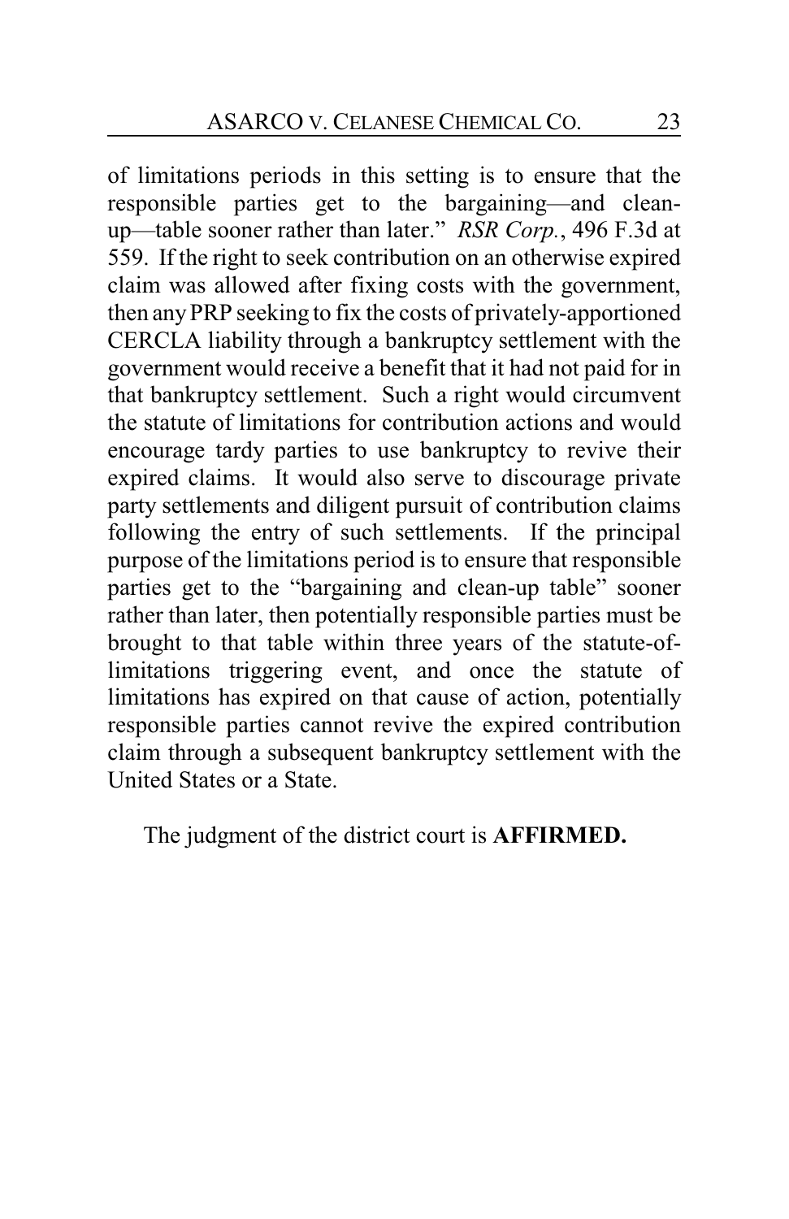of limitations periods in this setting is to ensure that the responsible parties get to the bargaining—and clean-up—table sooner rather than later." *RSR Corp.*, 496 F.3d at 559. If the right to seek contribution on an otherwise expired claim was allowed after fixing costs with the government, then any PRP seeking to fix the costs of privately-apportioned CERCLA liability through a bankruptcy settlement with the government would receive a benefit that it had not paid for in that bankruptcy settlement. Such a right would circumvent the statute of limitations for contribution actions and would encourage tardy parties to use bankruptcy to revive their expired claims. It would also serve to discourage private party settlements and diligent pursuit of contribution claims following the entry of such settlements. If the principal purpose of the limitations period is to ensure that responsible parties get to the "bargaining and clean-up table" sooner rather than later, then potentially responsible parties must be brought to that table within three years of the statute-of-limitations triggering event, and once the statute of limitations has expired on that cause of action, potentially responsible parties cannot revive the expired contribution claim through a subsequent bankruptcy settlement with the United States or a State.

The judgment of the district court is **AFFIRMED.**